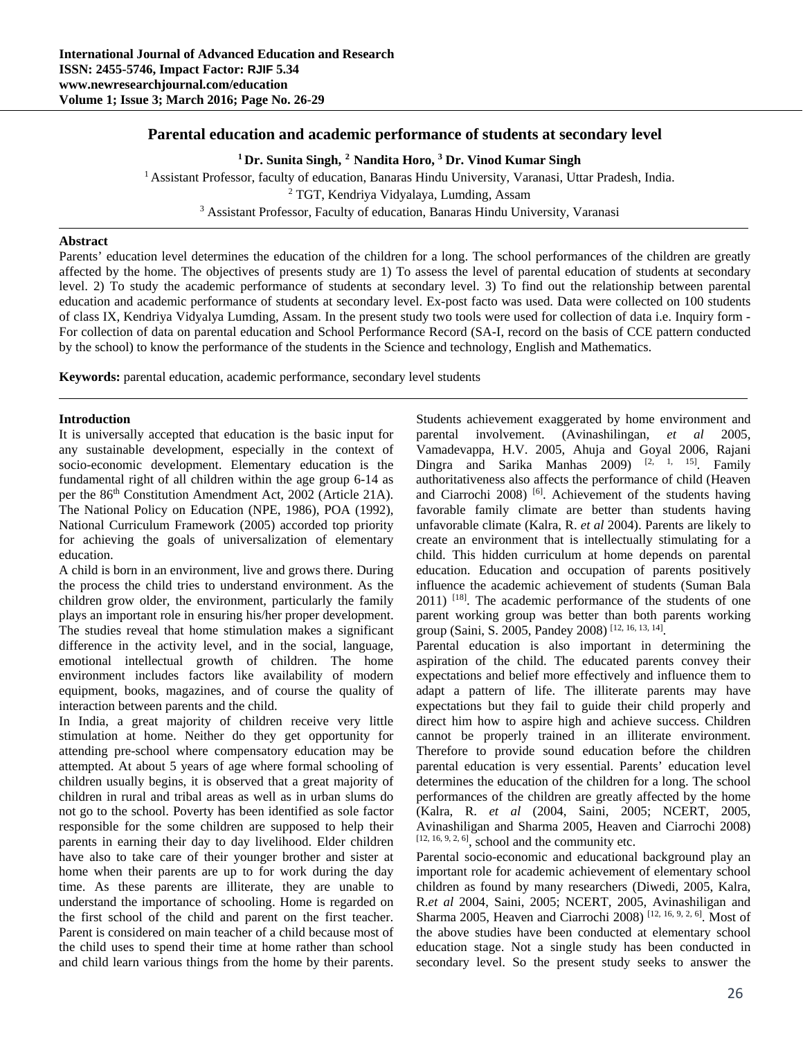# Parental education and academic performance of students at secondary level

**[1] Dr. Sunita Singh, [2] Nandita Horo, [3] Dr. Vinod Kumar Singh**

[1] Assistant Professor, faculty of education, Banaras Hindu University, Varanasi, Uttar Pradesh, India.
[2] TGT, Kendriya Vidyalaya, Lumding, Assam
[3] Assistant Professor, Faculty of education, Banaras Hindu University, Varanasi

### Abstract

Parents' education level determines the education of the children for a long. The school performances of the children are greatly affected by the home. The objectives of presents study are 1) To assess the level of parental education of students at secondary level. 2) To study the academic performance of students at secondary level. 3) To find out the relationship between parental education and academic performance of students at secondary level. Ex-post facto was used. Data were collected on 100 students of class IX, Kendriya Vidyalya Lumding, Assam. In the present study two tools were used for collection of data i.e. Inquiry form - For collection of data on parental education and School Performance Record (SA-I, record on the basis of CCE pattern conducted by the school) to know the performance of the students in the Science and technology, English and Mathematics.

**Keywords:** parental education, academic performance, secondary level students

### Introduction

It is universally accepted that education is the basic input for any sustainable development, especially in the context of socio-economic development. Elementary education is the fundamental right of all children within the age group 6-14 as per the 86th Constitution Amendment Act, 2002 (Article 21A). The National Policy on Education (NPE, 1986), POA (1992), National Curriculum Framework (2005) accorded top priority for achieving the goals of universalization of elementary education.

A child is born in an environment, live and grows there. During the process the child tries to understand environment. As the children grow older, the environment, particularly the family plays an important role in ensuring his/her proper development. The studies reveal that home stimulation makes a significant difference in the activity level, and in the social, language, emotional intellectual growth of children. The home environment includes factors like availability of modern equipment, books, magazines, and of course the quality of interaction between parents and the child.

In India, a great majority of children receive very little stimulation at home. Neither do they get opportunity for attending pre-school where compensatory education may be attempted. At about 5 years of age where formal schooling of children usually begins, it is observed that a great majority of children in rural and tribal areas as well as in urban slums do not go to the school. Poverty has been identified as sole factor responsible for the some children are supposed to help their parents in earning their day to day livelihood. Elder children have also to take care of their younger brother and sister at home when their parents are up to for work during the day time. As these parents are illiterate, they are unable to understand the importance of schooling. Home is regarded on the first school of the child and parent on the first teacher. Parent is considered on main teacher of a child because most of the child uses to spend their time at home rather than school and child learn various things from the home by their parents. Students achievement exaggerated by home environment and parental involvement. (Avinashilingan, *et al* 2005, Vamadevappa, H.V. 2005, Ahuja and Goyal 2006, Rajani Dingra and Sarika Manhas 2009) [2, 1, 15]. Family authoritativeness also affects the performance of child (Heaven and Ciarrochi 2008) [6]. Achievement of the students having favorable family climate are better than students having unfavorable climate (Kalra, R. *et al* 2004). Parents are likely to create an environment that is intellectually stimulating for a child. This hidden curriculum at home depends on parental education. Education and occupation of parents positively influence the academic achievement of students (Suman Bala 2011) [18]. The academic performance of the students of one parent working group was better than both parents working group (Saini, S. 2005, Pandey 2008) [12, 16, 13, 14].

Parental education is also important in determining the aspiration of the child. The educated parents convey their expectations and belief more effectively and influence them to adapt a pattern of life. The illiterate parents may have expectations but they fail to guide their child properly and direct him how to aspire high and achieve success. Children cannot be properly trained in an illiterate environment. Therefore to provide sound education before the children parental education is very essential. Parents' education level determines the education of the children for a long. The school performances of the children are greatly affected by the home (Kalra, R. *et al* (2004, Saini, 2005; NCERT, 2005, Avinashiligan and Sharma 2005, Heaven and Ciarrochi 2008) [12, 16, 9, 2, 6], school and the community etc.

Parental socio-economic and educational background play an important role for academic achievement of elementary school children as found by many researchers (Diwedi, 2005, Kalra, R.*et al* 2004, Saini, 2005; NCERT, 2005, Avinashiligan and Sharma 2005, Heaven and Ciarrochi 2008) [12, 16, 9, 2, 6]. Most of the above studies have been conducted at elementary school education stage. Not a single study has been conducted in secondary level. So the present study seeks to answer the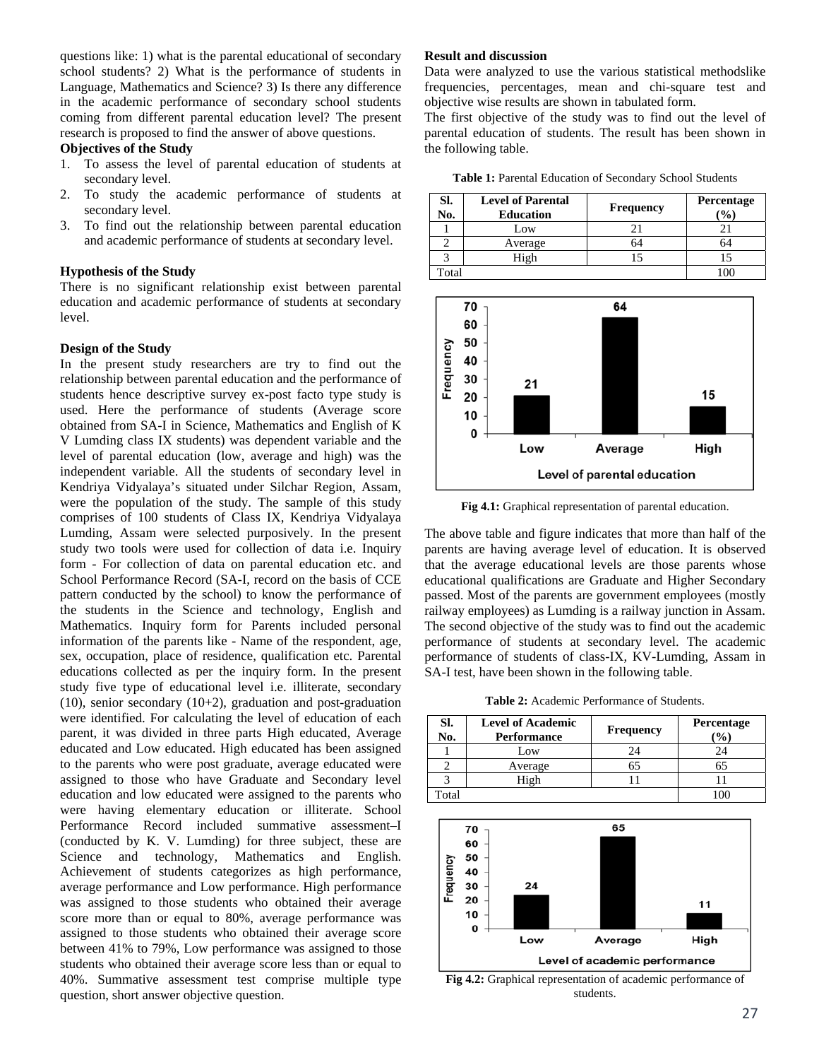questions like: 1) what is the parental educational of secondary school students? 2) What is the performance of students in Language, Mathematics and Science? 3) Is there any difference in the academic performance of secondary school students coming from different parental education level? The present research is proposed to find the answer of above questions.

**Objectives of the Study**

1. To assess the level of parental education of students at secondary level.
2. To study the academic performance of students at secondary level.
3. To find out the relationship between parental education and academic performance of students at secondary level.

**Hypothesis of the Study**

There is no significant relationship exist between parental education and academic performance of students at secondary level.

**Design of the Study**

In the present study researchers are try to find out the relationship between parental education and the performance of students hence descriptive survey ex-post facto type study is used. Here the performance of students (Average score obtained from SA-I in Science, Mathematics and English of K V Lumding class IX students) was dependent variable and the level of parental education (low, average and high) was the independent variable. All the students of secondary level in Kendriya Vidyalaya's situated under Silchar Region, Assam, were the population of the study. The sample of this study comprises of 100 students of Class IX, Kendriya Vidyalaya Lumding, Assam were selected purposively. In the present study two tools were used for collection of data i.e. Inquiry form - For collection of data on parental education etc. and School Performance Record (SA-I, record on the basis of CCE pattern conducted by the school) to know the performance of the students in the Science and technology, English and Mathematics. Inquiry form for Parents included personal information of the parents like - Name of the respondent, age, sex, occupation, place of residence, qualification etc. Parental educations collected as per the inquiry form. In the present study five type of educational level i.e. illiterate, secondary (10), senior secondary (10+2), graduation and post-graduation were identified. For calculating the level of education of each parent, it was divided in three parts High educated, Average educated and Low educated. High educated has been assigned to the parents who were post graduate, average educated were assigned to those who have Graduate and Secondary level education and low educated were assigned to the parents who were having elementary education or illiterate. School Performance Record included summative assessment–I (conducted by K. V. Lumding) for three subject, these are Science and technology, Mathematics and English. Achievement of students categorizes as high performance, average performance and Low performance. High performance was assigned to those students who obtained their average score more than or equal to 80%, average performance was assigned to those students who obtained their average score between 41% to 79%, Low performance was assigned to those students who obtained their average score less than or equal to 40%. Summative assessment test comprise multiple type question, short answer objective question.

**Result and discussion**

Data were analyzed to use the various statistical methodslike frequencies, percentages, mean and chi-square test and objective wise results are shown in tabulated form.

The first objective of the study was to find out the level of parental education of students. The result has been shown in the following table.

**Table 1:** Parental Education of Secondary School Students

| Sl. No. | Level of Parental Education | Frequency | Percentage (%) |
|---|---|---|---|
| 1 | Low | 21 | 21 |
| 2 | Average | 64 | 64 |
| 3 | High | 15 | 15 |
| Total | | | 100 |

**Fig 4.1:** Graphical representation of parental education.

The above table and figure indicates that more than half of the parents are having average level of education. It is observed that the average educational levels are those parents whose educational qualifications are Graduate and Higher Secondary passed. Most of the parents are government employees (mostly railway employees) as Lumding is a railway junction in Assam.

The second objective of the study was to find out the academic performance of students at secondary level. The academic performance of students of class-IX, KV-Lumding, Assam in SA-I test, have been shown in the following table.

**Table 2:** Academic Performance of Students.

| Sl. No. | Level of Academic Performance | Frequency | Percentage (%) |
|---|---|---|---|
| 1 | Low | 24 | 24 |
| 2 | Average | 65 | 65 |
| 3 | High | 11 | 11 |
| Total | | | 100 |

**Fig 4.2:** Graphical representation of academic performance of students.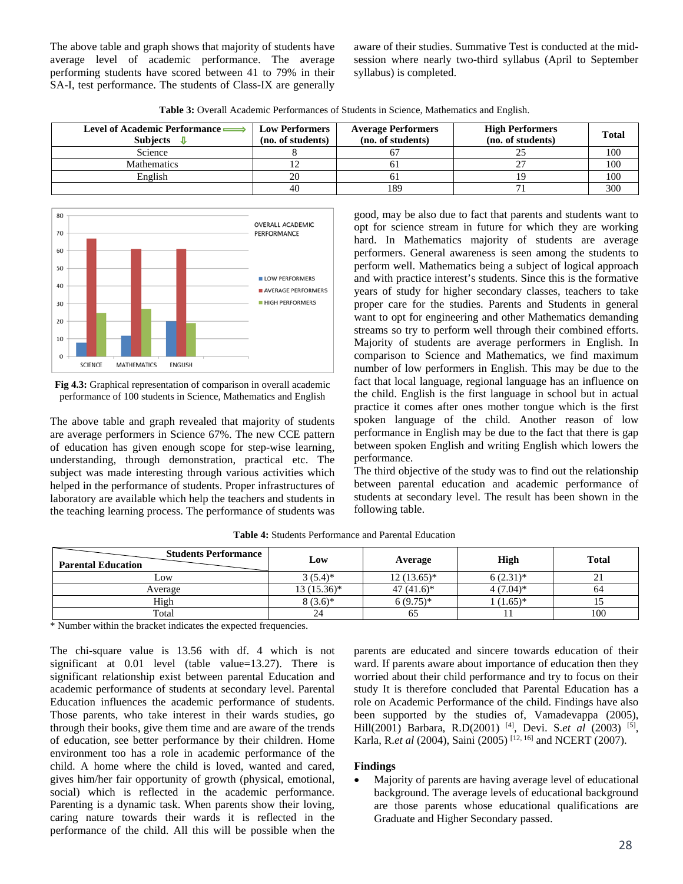The above table and graph shows that majority of students have average level of academic performance. The average performing students have scored between 41 to 79% in their SA-I, test performance. The students of Class-IX are generally aware of their studies. Summative Test is conducted at the mid-session where nearly two-third syllabus (April to September syllabus) is completed.

**Table 3:** Overall Academic Performances of Students in Science, Mathematics and English.

| Level of Academic Performance ⟹ / Subjects ⇩ | Low Performers (no. of students) | Average Performers (no. of students) | High Performers (no. of students) | Total |
|---|---|---|---|---|
| Science | 8 | 67 | 25 | 100 |
| Mathematics | 12 | 61 | 27 | 100 |
| English | 20 | 61 | 19 | 100 |
| | 40 | 189 | 71 | 300 |

**Fig 4.3:** Graphical representation of comparison in overall academic performance of 100 students in Science, Mathematics and English

The above table and graph revealed that majority of students are average performers in Science 67%. The new CCE pattern of education has given enough scope for step-wise learning, understanding, through demonstration, practical etc. The subject was made interesting through various activities which helped in the performance of students. Proper infrastructures of laboratory are available which help the teachers and students in the teaching learning process. The performance of students was good, may be also due to fact that parents and students want to opt for science stream in future for which they are working hard. In Mathematics majority of students are average performers. General awareness is seen among the students to perform well. Mathematics being a subject of logical approach and with practice interest's students. Since this is the formative years of study for higher secondary classes, teachers to take proper care for the studies. Parents and Students in general want to opt for engineering and other Mathematics demanding streams so try to perform well through their combined efforts. Majority of students are average performers in English. In comparison to Science and Mathematics, we find maximum number of low performers in English. This may be due to the fact that local language, regional language has an influence on the child. English is the first language in school but in actual practice it comes after ones mother tongue which is the first spoken language of the child. Another reason of low performance in English may be due to the fact that there is gap between spoken English and writing English which lowers the performance.

The third objective of the study was to find out the relationship between parental education and academic performance of students at secondary level. The result has been shown in the following table.

**Table 4:** Students Performance and Parental Education

| Parental Education / Students Performance | Low | Average | High | Total |
|---|---|---|---|---|
| Low | 3 (5.4)* | 12 (13.65)* | 6 (2.31)* | 21 |
| Average | 13 (15.36)* | 47 (41.6)* | 4 (7.04)* | 64 |
| High | 8 (3.6)* | 6 (9.75)* | 1 (1.65)* | 15 |
| Total | 24 | 65 | 11 | 100 |

\* Number within the bracket indicates the expected frequencies.

The chi-square value is 13.56 with df. 4 which is not significant at 0.01 level (table value=13.27). There is significant relationship exist between parental Education and academic performance of students at secondary level. Parental Education influences the academic performance of students. Those parents, who take interest in their wards studies, go through their books, give them time and are aware of the trends of education, see better performance by their children. Home environment too has a role in academic performance of the child. A home where the child is loved, wanted and cared, gives him/her fair opportunity of growth (physical, emotional, social) which is reflected in the academic performance. Parenting is a dynamic task. When parents show their loving, caring nature towards their wards it is reflected in the performance of the child. All this will be possible when the parents are educated and sincere towards education of their ward. If parents are aware about importance of education then they worried about their child performance and try to focus on their study It is therefore concluded that Parental Education has a role on Academic Performance of the child. Findings have also been supported by the studies of, Vamadevappa (2005), Hill(2001) Barbara, R.D(2001) [4], Devi. S.*et al* (2003) [5], Karla, R.*et al* (2004), Saini (2005) [12, 16] and NCERT (2007).

## Findings

- Majority of parents are having average level of educational background. The average levels of educational background are those parents whose educational qualifications are Graduate and Higher Secondary passed.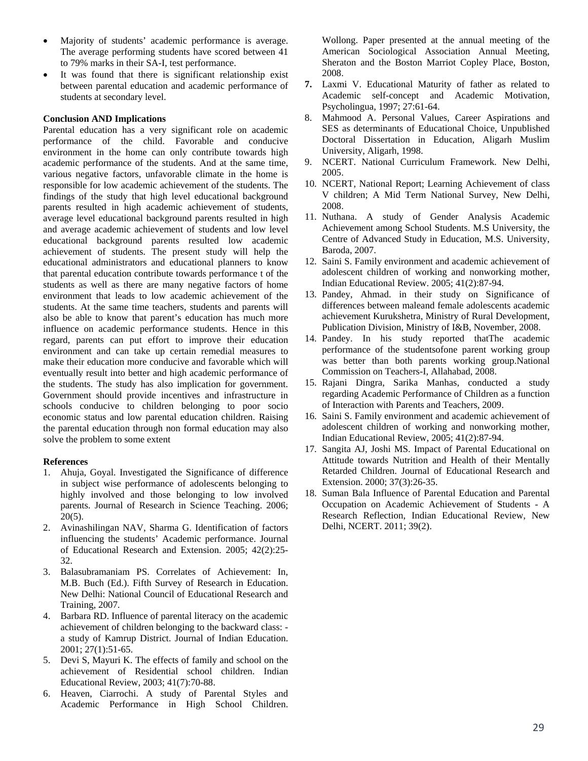- Majority of students' academic performance is average. The average performing students have scored between 41 to 79% marks in their SA-I, test performance.
- It was found that there is significant relationship exist between parental education and academic performance of students at secondary level.

**Conclusion AND Implications**

Parental education has a very significant role on academic performance of the child. Favorable and conducive environment in the home can only contribute towards high academic performance of the students. And at the same time, various negative factors, unfavorable climate in the home is responsible for low academic achievement of the students. The findings of the study that high level educational background parents resulted in high academic achievement of students, average level educational background parents resulted in high and average academic achievement of students and low level educational background parents resulted low academic achievement of students. The present study will help the educational administrators and educational planners to know that parental education contribute towards performance t of the students as well as there are many negative factors of home environment that leads to low academic achievement of the students. At the same time teachers, students and parents will also be able to know that parent's education has much more influence on academic performance students. Hence in this regard, parents can put effort to improve their education environment and can take up certain remedial measures to make their education more conducive and favorable which will eventually result into better and high academic performance of the students. The study has also implication for government. Government should provide incentives and infrastructure in schools conducive to children belonging to poor socio economic status and low parental education children. Raising the parental education through non formal education may also solve the problem to some extent

**References**

1. Ahuja, Goyal. Investigated the Significance of difference in subject wise performance of adolescents belonging to highly involved and those belonging to low involved parents. Journal of Research in Science Teaching. 2006; 20(5).
2. Avinashilingan NAV, Sharma G. Identification of factors influencing the students' Academic performance. Journal of Educational Research and Extension. 2005; 42(2):25-32.
3. Balasubramaniam PS. Correlates of Achievement: In, M.B. Buch (Ed.). Fifth Survey of Research in Education. New Delhi: National Council of Educational Research and Training, 2007.
4. Barbara RD. Influence of parental literacy on the academic achievement of children belonging to the backward class: - a study of Kamrup District. Journal of Indian Education. 2001; 27(1):51-65.
5. Devi S, Mayuri K. The effects of family and school on the achievement of Residential school children. Indian Educational Review, 2003; 41(7):70-88.
6. Heaven, Ciarrochi. A study of Parental Styles and Academic Performance in High School Children. Wollong. Paper presented at the annual meeting of the American Sociological Association Annual Meeting, Sheraton and the Boston Marriot Copley Place, Boston, 2008.
7. Laxmi V. Educational Maturity of father as related to Academic self-concept and Academic Motivation, Psycholingua, 1997; 27:61-64.
8. Mahmood A. Personal Values, Career Aspirations and SES as determinants of Educational Choice, Unpublished Doctoral Dissertation in Education, Aligarh Muslim University, Aligarh, 1998.
9. NCERT. National Curriculum Framework. New Delhi, 2005.
10. NCERT, National Report; Learning Achievement of class V children; A Mid Term National Survey, New Delhi, 2008.
11. Nuthana. A study of Gender Analysis Academic Achievement among School Students. M.S University, the Centre of Advanced Study in Education, M.S. University, Baroda, 2007.
12. Saini S. Family environment and academic achievement of adolescent children of working and nonworking mother, Indian Educational Review. 2005; 41(2):87-94.
13. Pandey, Ahmad. in their study on Significance of differences between maleand female adolescents academic achievement Kurukshetra, Ministry of Rural Development, Publication Division, Ministry of I&B, November, 2008.
14. Pandey. In his study reported thatThe academic performance of the studentsofone parent working group was better than both parents working group.National Commission on Teachers-I, Allahabad, 2008.
15. Rajani Dingra, Sarika Manhas, conducted a study regarding Academic Performance of Children as a function of Interaction with Parents and Teachers, 2009.
16. Saini S. Family environment and academic achievement of adolescent children of working and nonworking mother, Indian Educational Review, 2005; 41(2):87-94.
17. Sangita AJ, Joshi MS. Impact of Parental Educational on Attitude towards Nutrition and Health of their Mentally Retarded Children. Journal of Educational Research and Extension. 2000; 37(3):26-35.
18. Suman Bala Influence of Parental Education and Parental Occupation on Academic Achievement of Students - A Research Reflection, Indian Educational Review, New Delhi, NCERT. 2011; 39(2).